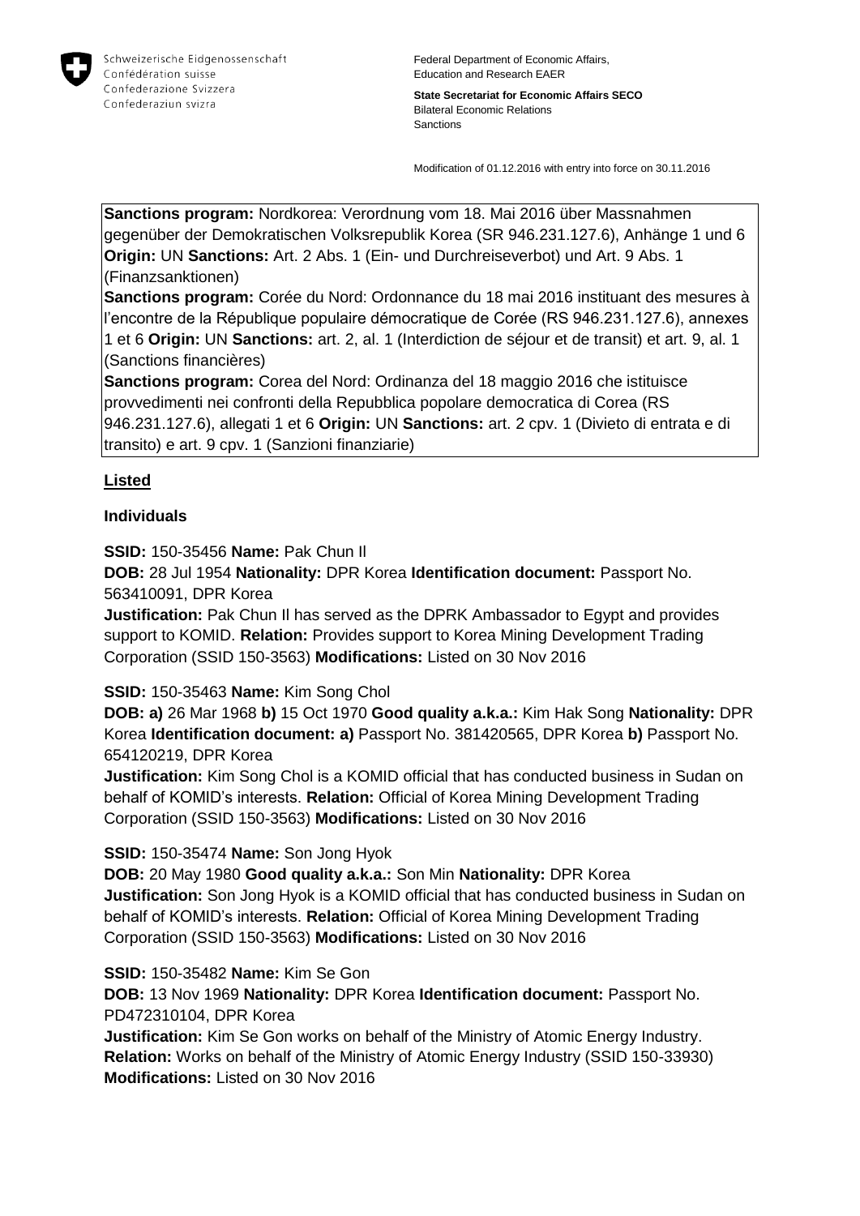Schweizerische Eidgenossenschaft
Confédération suisse
Confederazione Svizzera
Confederaziun svizra

Federal Department of Economic Affairs, Education and Research EAER

**State Secretariat for Economic Affairs SECO**
Bilateral Economic Relations
Sanctions

Modification of 01.12.2016 with entry into force on 30.11.2016

**Sanctions program:** Nordkorea: Verordnung vom 18. Mai 2016 über Massnahmen gegenüber der Demokratischen Volksrepublik Korea (SR 946.231.127.6), Anhänge 1 und 6 **Origin:** UN **Sanctions:** Art. 2 Abs. 1 (Ein- und Durchreiseverbot) und Art. 9 Abs. 1 (Finanzsanktionen)
**Sanctions program:** Corée du Nord: Ordonnance du 18 mai 2016 instituant des mesures à l'encontre de la République populaire démocratique de Corée (RS 946.231.127.6), annexes 1 et 6 **Origin:** UN **Sanctions:** art. 2, al. 1 (Interdiction de séjour et de transit) et art. 9, al. 1 (Sanctions financières)
**Sanctions program:** Corea del Nord: Ordinanza del 18 maggio 2016 che istituisce provvedimenti nei confronti della Repubblica popolare democratica di Corea (RS 946.231.127.6), allegati 1 et 6 **Origin:** UN **Sanctions:** art. 2 cpv. 1 (Divieto di entrata e di transito) e art. 9 cpv. 1 (Sanzioni finanziarie)

## Listed

### Individuals

**SSID:** 150-35456 **Name:** Pak Chun Il
**DOB:** 28 Jul 1954 **Nationality:** DPR Korea **Identification document:** Passport No. 563410091, DPR Korea
**Justification:** Pak Chun Il has served as the DPRK Ambassador to Egypt and provides support to KOMID. **Relation:** Provides support to Korea Mining Development Trading Corporation (SSID 150-3563) **Modifications:** Listed on 30 Nov 2016

**SSID:** 150-35463 **Name:** Kim Song Chol
**DOB: a)** 26 Mar 1968 **b)** 15 Oct 1970 **Good quality a.k.a.:** Kim Hak Song **Nationality:** DPR Korea **Identification document: a)** Passport No. 381420565, DPR Korea **b)** Passport No. 654120219, DPR Korea
**Justification:** Kim Song Chol is a KOMID official that has conducted business in Sudan on behalf of KOMID's interests. **Relation:** Official of Korea Mining Development Trading Corporation (SSID 150-3563) **Modifications:** Listed on 30 Nov 2016

**SSID:** 150-35474 **Name:** Son Jong Hyok
**DOB:** 20 May 1980 **Good quality a.k.a.:** Son Min **Nationality:** DPR Korea
**Justification:** Son Jong Hyok is a KOMID official that has conducted business in Sudan on behalf of KOMID's interests. **Relation:** Official of Korea Mining Development Trading Corporation (SSID 150-3563) **Modifications:** Listed on 30 Nov 2016

**SSID:** 150-35482 **Name:** Kim Se Gon
**DOB:** 13 Nov 1969 **Nationality:** DPR Korea **Identification document:** Passport No. PD472310104, DPR Korea
**Justification:** Kim Se Gon works on behalf of the Ministry of Atomic Energy Industry. **Relation:** Works on behalf of the Ministry of Atomic Energy Industry (SSID 150-33930) **Modifications:** Listed on 30 Nov 2016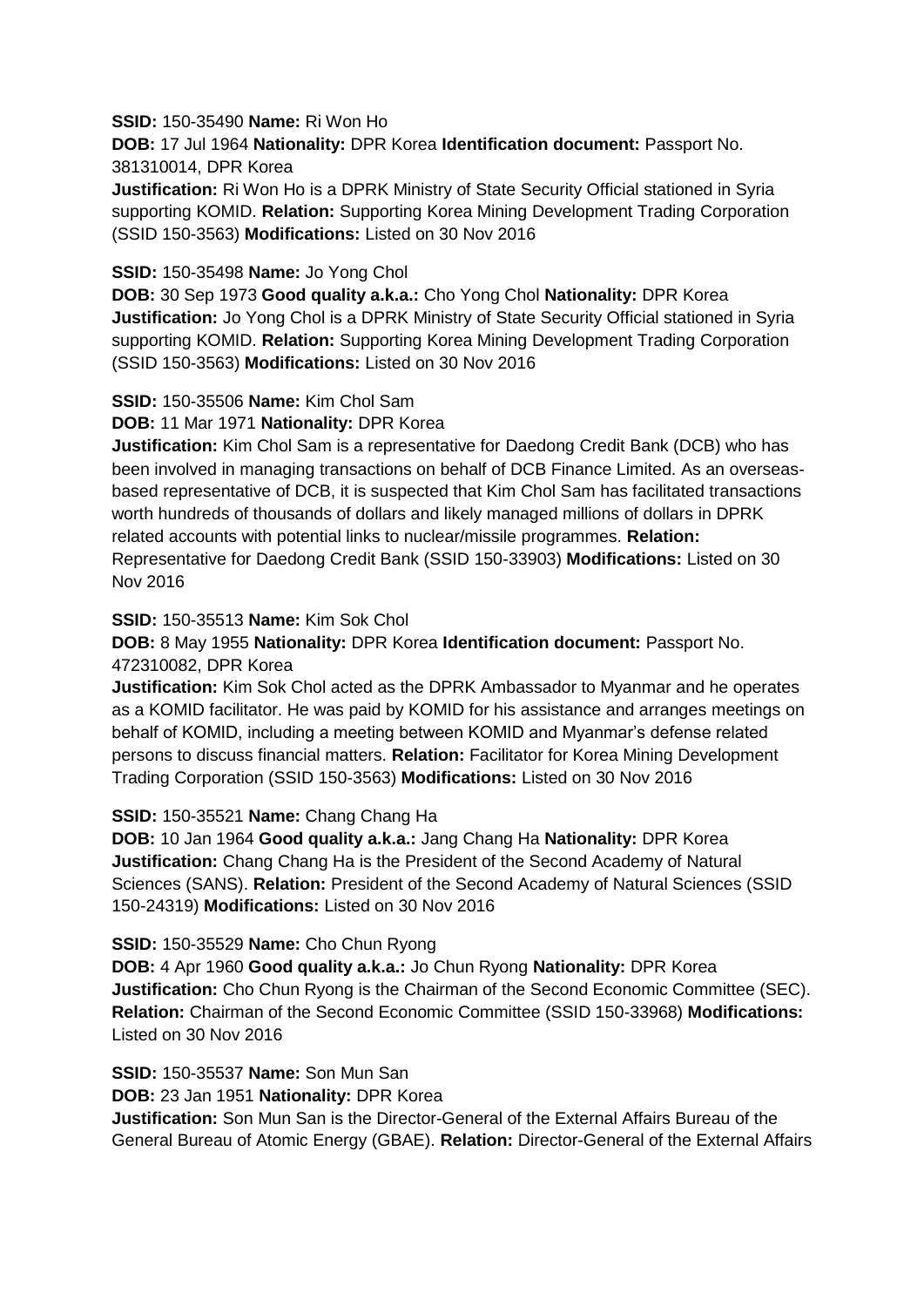**SSID:** 150-35490 **Name:** Ri Won Ho
**DOB:** 17 Jul 1964 **Nationality:** DPR Korea **Identification document:** Passport No. 381310014, DPR Korea
**Justification:** Ri Won Ho is a DPRK Ministry of State Security Official stationed in Syria supporting KOMID. **Relation:** Supporting Korea Mining Development Trading Corporation (SSID 150-3563) **Modifications:** Listed on 30 Nov 2016

**SSID:** 150-35498 **Name:** Jo Yong Chol
**DOB:** 30 Sep 1973 **Good quality a.k.a.:** Cho Yong Chol **Nationality:** DPR Korea
**Justification:** Jo Yong Chol is a DPRK Ministry of State Security Official stationed in Syria supporting KOMID. **Relation:** Supporting Korea Mining Development Trading Corporation (SSID 150-3563) **Modifications:** Listed on 30 Nov 2016

**SSID:** 150-35506 **Name:** Kim Chol Sam
**DOB:** 11 Mar 1971 **Nationality:** DPR Korea
**Justification:** Kim Chol Sam is a representative for Daedong Credit Bank (DCB) who has been involved in managing transactions on behalf of DCB Finance Limited. As an overseas-based representative of DCB, it is suspected that Kim Chol Sam has facilitated transactions worth hundreds of thousands of dollars and likely managed millions of dollars in DPRK related accounts with potential links to nuclear/missile programmes. **Relation:** Representative for Daedong Credit Bank (SSID 150-33903) **Modifications:** Listed on 30 Nov 2016

**SSID:** 150-35513 **Name:** Kim Sok Chol
**DOB:** 8 May 1955 **Nationality:** DPR Korea **Identification document:** Passport No. 472310082, DPR Korea
**Justification:** Kim Sok Chol acted as the DPRK Ambassador to Myanmar and he operates as a KOMID facilitator. He was paid by KOMID for his assistance and arranges meetings on behalf of KOMID, including a meeting between KOMID and Myanmar's defense related persons to discuss financial matters. **Relation:** Facilitator for Korea Mining Development Trading Corporation (SSID 150-3563) **Modifications:** Listed on 30 Nov 2016

**SSID:** 150-35521 **Name:** Chang Chang Ha
**DOB:** 10 Jan 1964 **Good quality a.k.a.:** Jang Chang Ha **Nationality:** DPR Korea
**Justification:** Chang Chang Ha is the President of the Second Academy of Natural Sciences (SANS). **Relation:** President of the Second Academy of Natural Sciences (SSID 150-24319) **Modifications:** Listed on 30 Nov 2016

**SSID:** 150-35529 **Name:** Cho Chun Ryong
**DOB:** 4 Apr 1960 **Good quality a.k.a.:** Jo Chun Ryong **Nationality:** DPR Korea
**Justification:** Cho Chun Ryong is the Chairman of the Second Economic Committee (SEC). **Relation:** Chairman of the Second Economic Committee (SSID 150-33968) **Modifications:** Listed on 30 Nov 2016

**SSID:** 150-35537 **Name:** Son Mun San
**DOB:** 23 Jan 1951 **Nationality:** DPR Korea
**Justification:** Son Mun San is the Director-General of the External Affairs Bureau of the General Bureau of Atomic Energy (GBAE). **Relation:** Director-General of the External Affairs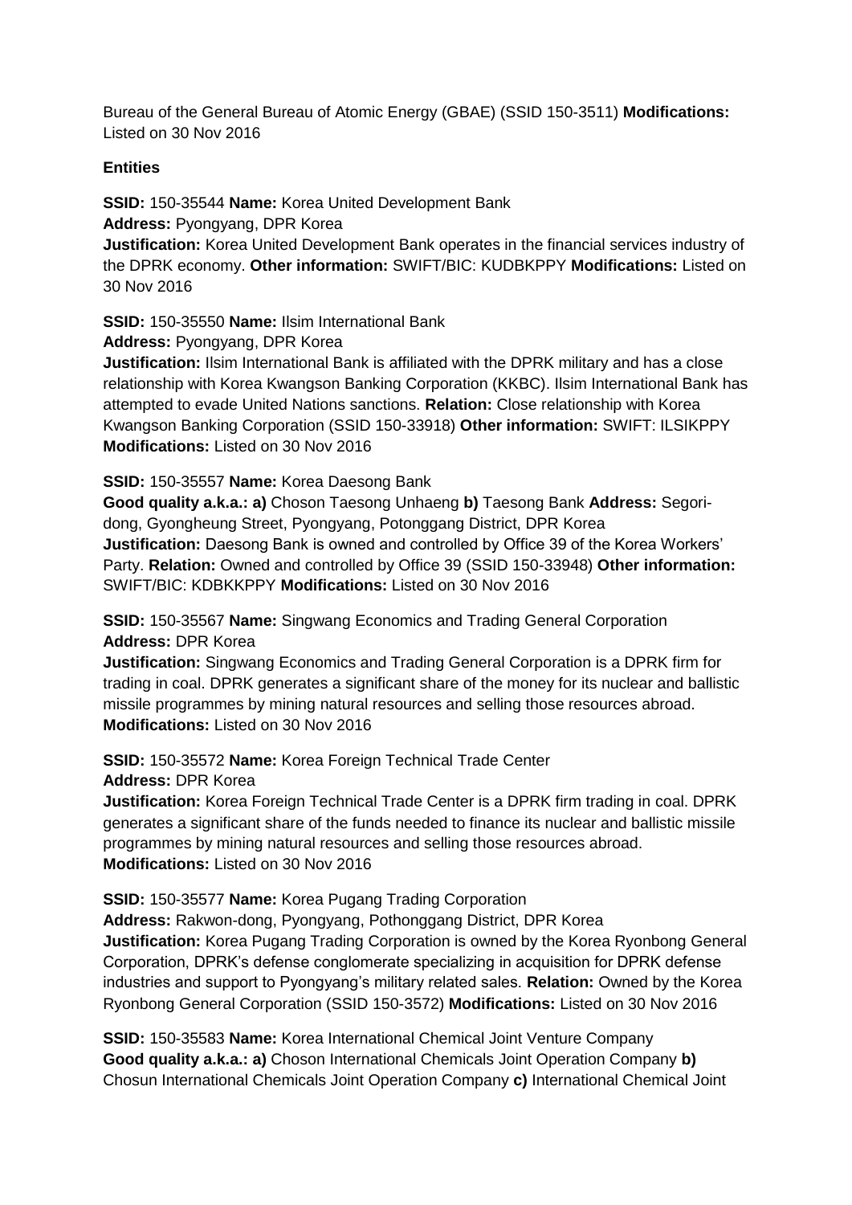Bureau of the General Bureau of Atomic Energy (GBAE) (SSID 150-3511) **Modifications:** Listed on 30 Nov 2016

**Entities**

**SSID:** 150-35544 **Name:** Korea United Development Bank
**Address:** Pyongyang, DPR Korea
**Justification:** Korea United Development Bank operates in the financial services industry of the DPRK economy. **Other information:** SWIFT/BIC: KUDBKPPY **Modifications:** Listed on 30 Nov 2016

**SSID:** 150-35550 **Name:** Ilsim International Bank
**Address:** Pyongyang, DPR Korea
**Justification:** Ilsim International Bank is affiliated with the DPRK military and has a close relationship with Korea Kwangson Banking Corporation (KKBC). Ilsim International Bank has attempted to evade United Nations sanctions. **Relation:** Close relationship with Korea Kwangson Banking Corporation (SSID 150-33918) **Other information:** SWIFT: ILSIKPPY **Modifications:** Listed on 30 Nov 2016

**SSID:** 150-35557 **Name:** Korea Daesong Bank
**Good quality a.k.a.: a)** Choson Taesong Unhaeng **b)** Taesong Bank **Address:** Segori-dong, Gyongheung Street, Pyongyang, Potonggang District, DPR Korea
**Justification:** Daesong Bank is owned and controlled by Office 39 of the Korea Workers' Party. **Relation:** Owned and controlled by Office 39 (SSID 150-33948) **Other information:** SWIFT/BIC: KDBKKPPY **Modifications:** Listed on 30 Nov 2016

**SSID:** 150-35567 **Name:** Singwang Economics and Trading General Corporation
**Address:** DPR Korea
**Justification:** Singwang Economics and Trading General Corporation is a DPRK firm for trading in coal. DPRK generates a significant share of the money for its nuclear and ballistic missile programmes by mining natural resources and selling those resources abroad. **Modifications:** Listed on 30 Nov 2016

**SSID:** 150-35572 **Name:** Korea Foreign Technical Trade Center
**Address:** DPR Korea
**Justification:** Korea Foreign Technical Trade Center is a DPRK firm trading in coal. DPRK generates a significant share of the funds needed to finance its nuclear and ballistic missile programmes by mining natural resources and selling those resources abroad. **Modifications:** Listed on 30 Nov 2016

**SSID:** 150-35577 **Name:** Korea Pugang Trading Corporation
**Address:** Rakwon-dong, Pyongyang, Pothonggang District, DPR Korea
**Justification:** Korea Pugang Trading Corporation is owned by the Korea Ryonbong General Corporation, DPRK's defense conglomerate specializing in acquisition for DPRK defense industries and support to Pyongyang's military related sales. **Relation:** Owned by the Korea Ryonbong General Corporation (SSID 150-3572) **Modifications:** Listed on 30 Nov 2016

**SSID:** 150-35583 **Name:** Korea International Chemical Joint Venture Company
**Good quality a.k.a.: a)** Choson International Chemicals Joint Operation Company **b)** Chosun International Chemicals Joint Operation Company **c)** International Chemical Joint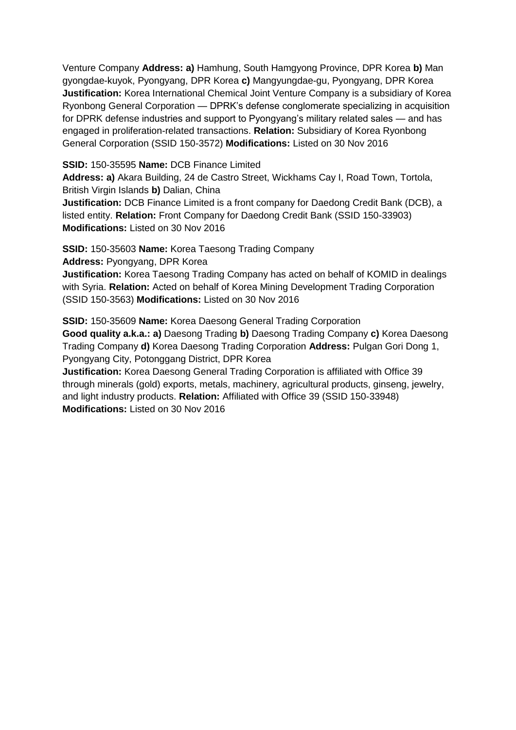Venture Company **Address: a)** Hamhung, South Hamgyong Province, DPR Korea **b)** Man gyongdae-kuyok, Pyongyang, DPR Korea **c)** Mangyungdae-gu, Pyongyang, DPR Korea **Justification:** Korea International Chemical Joint Venture Company is a subsidiary of Korea Ryonbong General Corporation — DPRK's defense conglomerate specializing in acquisition for DPRK defense industries and support to Pyongyang's military related sales — and has engaged in proliferation-related transactions. **Relation:** Subsidiary of Korea Ryonbong General Corporation (SSID 150-3572) **Modifications:** Listed on 30 Nov 2016

**SSID:** 150-35595 **Name:** DCB Finance Limited
**Address: a)** Akara Building, 24 de Castro Street, Wickhams Cay I, Road Town, Tortola, British Virgin Islands **b)** Dalian, China
**Justification:** DCB Finance Limited is a front company for Daedong Credit Bank (DCB), a listed entity. **Relation:** Front Company for Daedong Credit Bank (SSID 150-33903) **Modifications:** Listed on 30 Nov 2016

**SSID:** 150-35603 **Name:** Korea Taesong Trading Company
**Address:** Pyongyang, DPR Korea
**Justification:** Korea Taesong Trading Company has acted on behalf of KOMID in dealings with Syria. **Relation:** Acted on behalf of Korea Mining Development Trading Corporation (SSID 150-3563) **Modifications:** Listed on 30 Nov 2016

**SSID:** 150-35609 **Name:** Korea Daesong General Trading Corporation
**Good quality a.k.a.: a)** Daesong Trading **b)** Daesong Trading Company **c)** Korea Daesong Trading Company **d)** Korea Daesong Trading Corporation **Address:** Pulgan Gori Dong 1, Pyongyang City, Potonggang District, DPR Korea
**Justification:** Korea Daesong General Trading Corporation is affiliated with Office 39 through minerals (gold) exports, metals, machinery, agricultural products, ginseng, jewelry, and light industry products. **Relation:** Affiliated with Office 39 (SSID 150-33948) **Modifications:** Listed on 30 Nov 2016